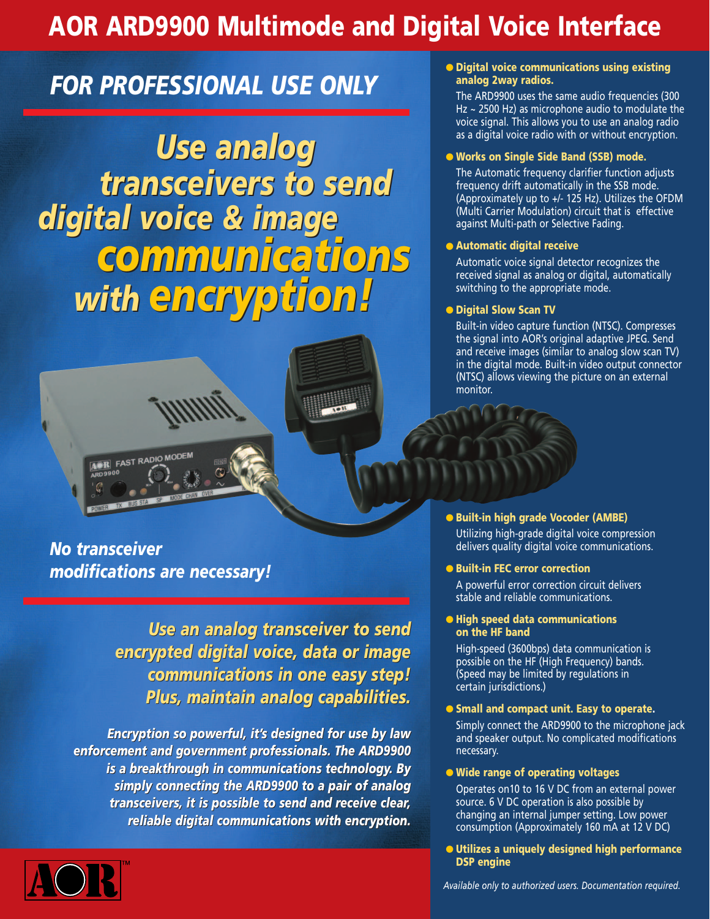# AOR ARD9900 Multimode and Digital Voice Interface

## *FOR PROFESSIONAL USE ONLY*

## *Use analog transceivers to send digital voice & image communications with encryption!*

***No transceiver modifications are necessary!***

***Use an analog transceiver to send encrypted digital voice, data or image communications in one easy step! Plus, maintain analog capabilities.***

***Encryption so powerful, it's designed for use by law enforcement and government professionals. The ARD9900 is a breakthrough in communications technology. By simply connecting the ARD9900 to a pair of analog transceivers, it is possible to send and receive clear, reliable digital communications with encryption.***

- **Digital voice communications using existing analog 2way radios.**

  The ARD9900 uses the same audio frequencies (300 Hz ~ 2500 Hz) as microphone audio to modulate the voice signal. This allows you to use an analog radio as a digital voice radio with or without encryption.

- **Works on Single Side Band (SSB) mode.**

  The Automatic frequency clarifier function adjusts frequency drift automatically in the SSB mode. (Approximately up to +/- 125 Hz). Utilizes the OFDM (Multi Carrier Modulation) circuit that is effective against Multi-path or Selective Fading.

- **Automatic digital receive**

  Automatic voice signal detector recognizes the received signal as analog or digital, automatically switching to the appropriate mode.

- **Digital Slow Scan TV**

  Built-in video capture function (NTSC). Compresses the signal into AOR's original adaptive JPEG. Send and receive images (similar to analog slow scan TV) in the digital mode. Built-in video output connector (NTSC) allows viewing the picture on an external monitor.

- **Built-in high grade Vocoder (AMBE)**

  Utilizing high-grade digital voice compression delivers quality digital voice communications.

- **Built-in FEC error correction**

  A powerful error correction circuit delivers stable and reliable communications.

- **High speed data communications on the HF band**

  High-speed (3600bps) data communication is possible on the HF (High Frequency) bands. (Speed may be limited by regulations in certain jurisdictions.)

- **Small and compact unit. Easy to operate.**

  Simply connect the ARD9900 to the microphone jack and speaker output. No complicated modifications necessary.

- **Wide range of operating voltages**

  Operates on10 to 16 V DC from an external power source. 6 V DC operation is also possible by changing an internal jumper setting. Low power consumption (Approximately 160 mA at 12 V DC)

- **Utilizes a uniquely designed high performance DSP engine**

*Available only to authorized users. Documentation required.*

AOR™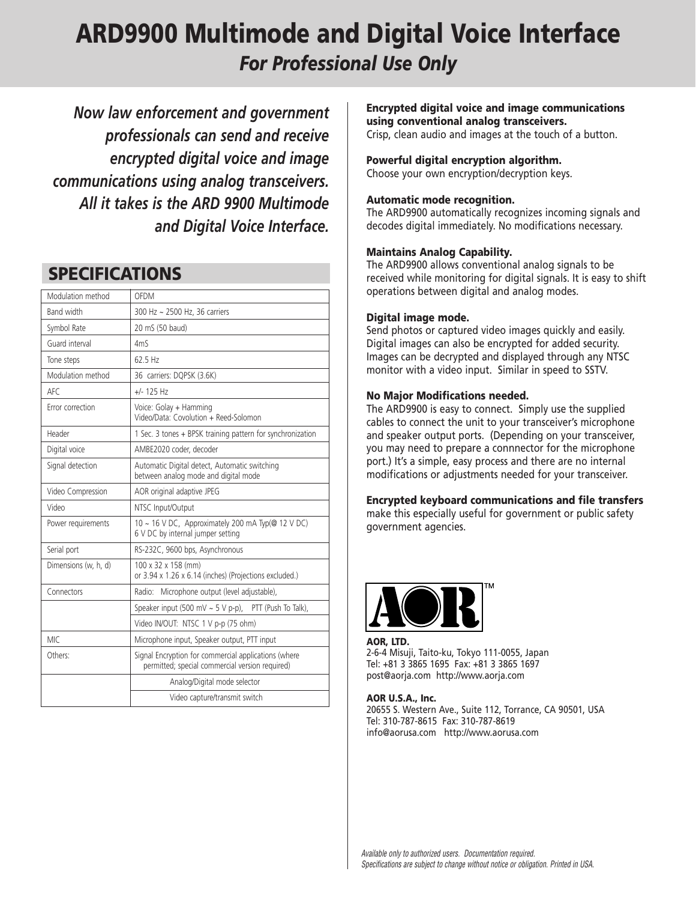# ARD9900 Multimode and Digital Voice Interface

## *For Professional Use Only*

***Now law enforcement and government professionals can send and receive encrypted digital voice and image communications using analog transceivers. All it takes is the ARD 9900 Multimode and Digital Voice Interface.***

## SPECIFICATIONS

| | |
|---|---|
| Modulation method | OFDM |
| Band width | 300 Hz ~ 2500 Hz, 36 carriers |
| Symbol Rate | 20 mS (50 baud) |
| Guard interval | 4mS |
| Tone steps | 62.5 Hz |
| Modulation method | 36 carriers: DQPSK (3.6K) |
| AFC | +/- 125 Hz |
| Error correction | Voice: Golay + Hamming<br>Video/Data: Covolution + Reed-Solomon |
| Header | 1 Sec. 3 tones + BPSK training pattern for synchronization |
| Digital voice | AMBE2020 coder, decoder |
| Signal detection | Automatic Digital detect, Automatic switching between analog mode and digital mode |
| Video Compression | AOR original adaptive JPEG |
| Video | NTSC Input/Output |
| Power requirements | 10 ~ 16 V DC, Approximately 200 mA Typ(@ 12 V DC)<br>6 V DC by internal jumper setting |
| Serial port | RS-232C, 9600 bps, Asynchronous |
| Dimensions (w, h, d) | 100 x 32 x 158 (mm)<br>or 3.94 x 1.26 x 6.14 (inches) (Projections excluded.) |
| Connectors | Radio: Microphone output (level adjustable), |
| | Speaker input (500 mV ~ 5 V p-p), PTT (Push To Talk), |
| | Video IN/OUT: NTSC 1 V p-p (75 ohm) |
| MIC | Microphone input, Speaker output, PTT input |
| Others: | Signal Encryption for commercial applications (where permitted; special commercial version required) |
| | Analog/Digital mode selector |
| | Video capture/transmit switch |

**Encrypted digital voice and image communications using conventional analog transceivers.**
Crisp, clean audio and images at the touch of a button.

**Powerful digital encryption algorithm.**
Choose your own encryption/decryption keys.

**Automatic mode recognition.**
The ARD9900 automatically recognizes incoming signals and decodes digital immediately. No modifications necessary.

**Maintains Analog Capability.**
The ARD9900 allows conventional analog signals to be received while monitoring for digital signals. It is easy to shift operations between digital and analog modes.

**Digital image mode.**
Send photos or captured video images quickly and easily. Digital images can also be encrypted for added security. Images can be decrypted and displayed through any NTSC monitor with a video input. Similar in speed to SSTV.

**No Major Modifications needed.**
The ARD9900 is easy to connect. Simply use the supplied cables to connect the unit to your transceiver's microphone and speaker output ports. (Depending on your transceiver, you may need to prepare a connnector for the microphone port.) It's a simple, easy process and there are no internal modifications or adjustments needed for your transceiver.

**Encrypted keyboard communications and file transfers** make this especially useful for government or public safety government agencies.

AOR™

**AOR, LTD.**
2-6-4 Misuji, Taito-ku, Tokyo 111-0055, Japan
Tel: +81 3 3865 1695 Fax: +81 3 3865 1697
post@aorja.com http://www.aorja.com

**AOR U.S.A., Inc.**
20655 S. Western Ave., Suite 112, Torrance, CA 90501, USA
Tel: 310-787-8615 Fax: 310-787-8619
info@aorusa.com http://www.aorusa.com

*Available only to authorized users. Documentation required.*
*Specifications are subject to change without notice or obligation. Printed in USA.*